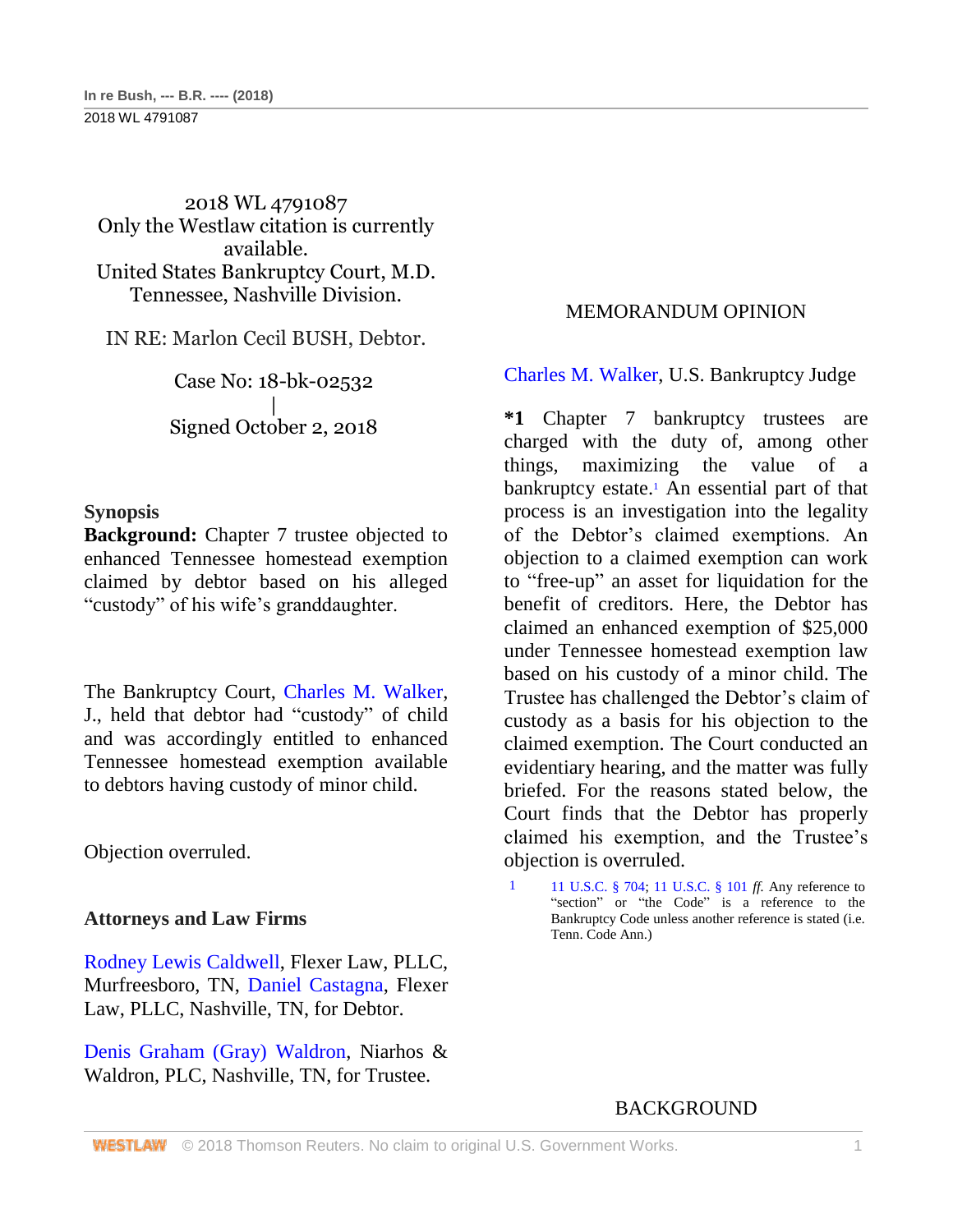2018 WL 4791087
Only the Westlaw citation is currently available.
United States Bankruptcy Court, M.D. Tennessee, Nashville Division.

IN RE: Marlon Cecil BUSH, Debtor.

Case No: 18-bk-02532
|
Signed October 2, 2018

**Synopsis**

**Background:** Chapter 7 trustee objected to enhanced Tennessee homestead exemption claimed by debtor based on his alleged "custody" of his wife's granddaughter.

The Bankruptcy Court, Charles M. Walker, J., held that debtor had "custody" of child and was accordingly entitled to enhanced Tennessee homestead exemption available to debtors having custody of minor child.

Objection overruled.

**Attorneys and Law Firms**

Rodney Lewis Caldwell, Flexer Law, PLLC, Murfreesboro, TN, Daniel Castagna, Flexer Law, PLLC, Nashville, TN, for Debtor.

Denis Graham (Gray) Waldron, Niarhos & Waldron, PLC, Nashville, TN, for Trustee.

## MEMORANDUM OPINION

Charles M. Walker, U.S. Bankruptcy Judge

**\*1** Chapter 7 bankruptcy trustees are charged with the duty of, among other things, maximizing the value of a bankruptcy estate.[1] An essential part of that process is an investigation into the legality of the Debtor's claimed exemptions. An objection to a claimed exemption can work to "free-up" an asset for liquidation for the benefit of creditors. Here, the Debtor has claimed an enhanced exemption of $25,000 under Tennessee homestead exemption law based on his custody of a minor child. The Trustee has challenged the Debtor's claim of custody as a basis for his objection to the claimed exemption. The Court conducted an evidentiary hearing, and the matter was fully briefed. For the reasons stated below, the Court finds that the Debtor has properly claimed his exemption, and the Trustee's objection is overruled.

[1] 11 U.S.C. § 704; 11 U.S.C. § 101 *ff.* Any reference to "section" or "the Code" is a reference to the Bankruptcy Code unless another reference is stated (i.e. Tenn. Code Ann.)

## BACKGROUND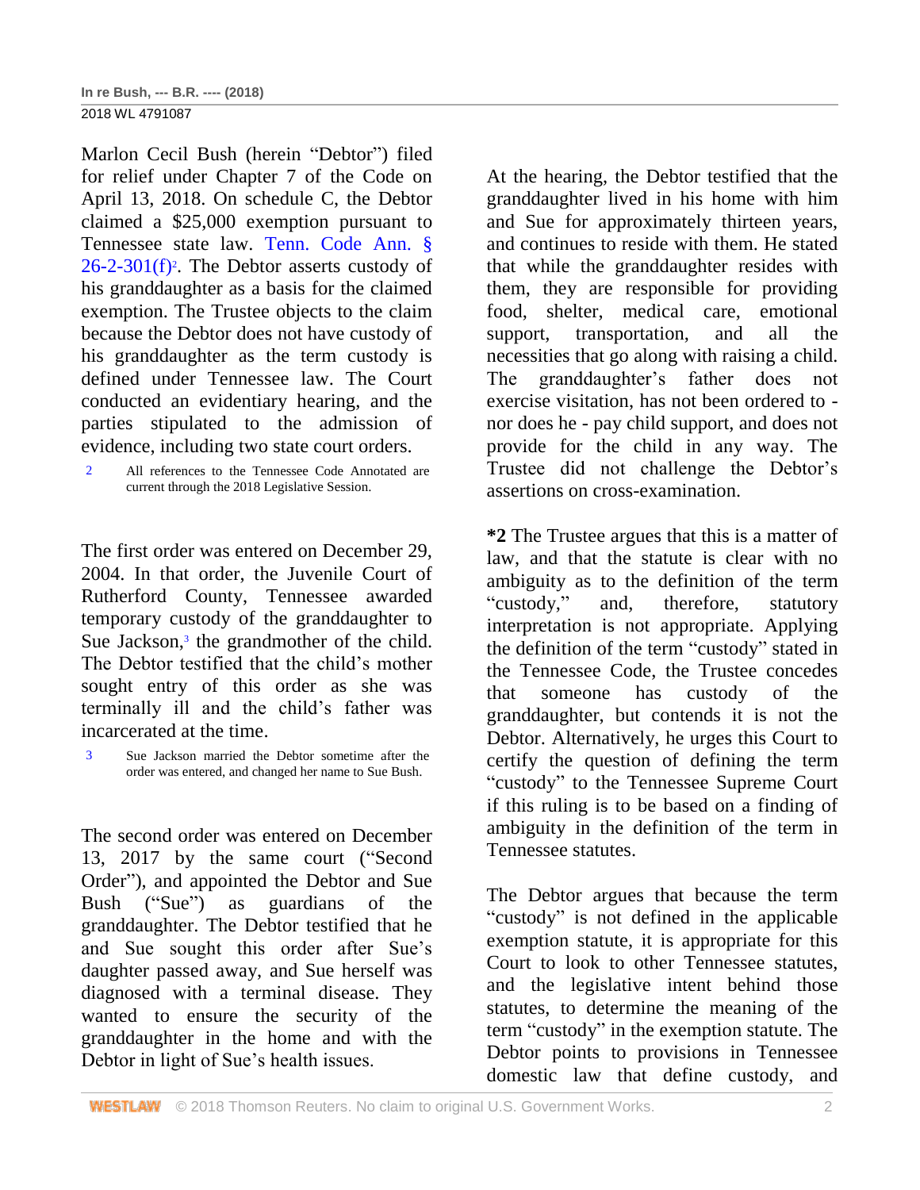Marlon Cecil Bush (herein "Debtor") filed for relief under Chapter 7 of the Code on April 13, 2018. On schedule C, the Debtor claimed a $25,000 exemption pursuant to Tennessee state law. Tenn. Code Ann. § 26-2-301(f)[2]. The Debtor asserts custody of his granddaughter as a basis for the claimed exemption. The Trustee objects to the claim because the Debtor does not have custody of his granddaughter as the term custody is defined under Tennessee law. The Court conducted an evidentiary hearing, and the parties stipulated to the admission of evidence, including two state court orders.

[2] All references to the Tennessee Code Annotated are current through the 2018 Legislative Session.

The first order was entered on December 29, 2004. In that order, the Juvenile Court of Rutherford County, Tennessee awarded temporary custody of the granddaughter to Sue Jackson,[3] the grandmother of the child. The Debtor testified that the child's mother sought entry of this order as she was terminally ill and the child's father was incarcerated at the time.

[3] Sue Jackson married the Debtor sometime after the order was entered, and changed her name to Sue Bush.

The second order was entered on December 13, 2017 by the same court ("Second Order"), and appointed the Debtor and Sue Bush ("Sue") as guardians of the granddaughter. The Debtor testified that he and Sue sought this order after Sue's daughter passed away, and Sue herself was diagnosed with a terminal disease. They wanted to ensure the security of the granddaughter in the home and with the Debtor in light of Sue's health issues.

At the hearing, the Debtor testified that the granddaughter lived in his home with him and Sue for approximately thirteen years, and continues to reside with them. He stated that while the granddaughter resides with them, they are responsible for providing food, shelter, medical care, emotional support, transportation, and all the necessities that go along with raising a child. The granddaughter's father does not exercise visitation, has not been ordered to - nor does he - pay child support, and does not provide for the child in any way. The Trustee did not challenge the Debtor's assertions on cross-examination.

**\*2** The Trustee argues that this is a matter of law, and that the statute is clear with no ambiguity as to the definition of the term "custody," and, therefore, statutory interpretation is not appropriate. Applying the definition of the term "custody" stated in the Tennessee Code, the Trustee concedes that someone has custody of the granddaughter, but contends it is not the Debtor. Alternatively, he urges this Court to certify the question of defining the term "custody" to the Tennessee Supreme Court if this ruling is to be based on a finding of ambiguity in the definition of the term in Tennessee statutes.

The Debtor argues that because the term "custody" is not defined in the applicable exemption statute, it is appropriate for this Court to look to other Tennessee statutes, and the legislative intent behind those statutes, to determine the meaning of the term "custody" in the exemption statute. The Debtor points to provisions in Tennessee domestic law that define custody, and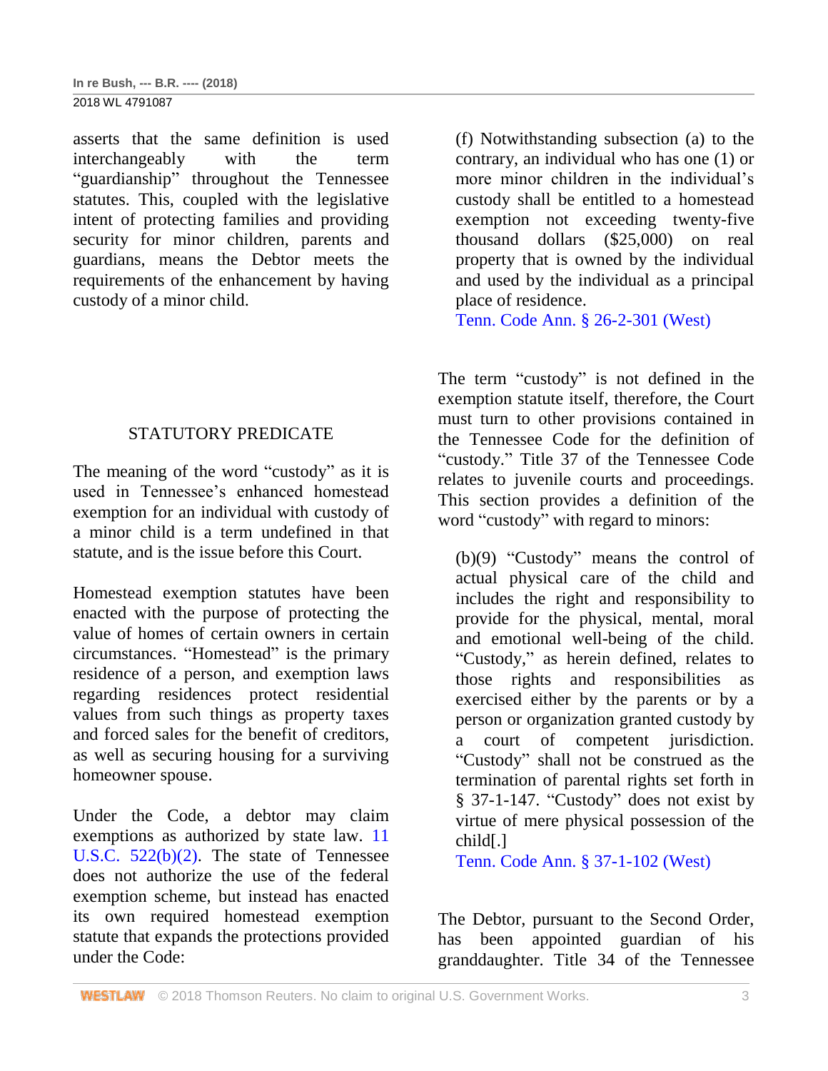asserts that the same definition is used interchangeably with the term "guardianship" throughout the Tennessee statutes. This, coupled with the legislative intent of protecting families and providing security for minor children, parents and guardians, means the Debtor meets the requirements of the enhancement by having custody of a minor child.

## STATUTORY PREDICATE

The meaning of the word "custody" as it is used in Tennessee's enhanced homestead exemption for an individual with custody of a minor child is a term undefined in that statute, and is the issue before this Court.

Homestead exemption statutes have been enacted with the purpose of protecting the value of homes of certain owners in certain circumstances. "Homestead" is the primary residence of a person, and exemption laws regarding residences protect residential values from such things as property taxes and forced sales for the benefit of creditors, as well as securing housing for a surviving homeowner spouse.

Under the Code, a debtor may claim exemptions as authorized by state law. 11 U.S.C. 522(b)(2). The state of Tennessee does not authorize the use of the federal exemption scheme, but instead has enacted its own required homestead exemption statute that expands the protections provided under the Code:

> (f) Notwithstanding subsection (a) to the contrary, an individual who has one (1) or more minor children in the individual's custody shall be entitled to a homestead exemption not exceeding twenty-five thousand dollars ($25,000) on real property that is owned by the individual and used by the individual as a principal place of residence.
>
> Tenn. Code Ann. § 26-2-301 (West)

The term "custody" is not defined in the exemption statute itself, therefore, the Court must turn to other provisions contained in the Tennessee Code for the definition of "custody." Title 37 of the Tennessee Code relates to juvenile courts and proceedings. This section provides a definition of the word "custody" with regard to minors:

> (b)(9) "Custody" means the control of actual physical care of the child and includes the right and responsibility to provide for the physical, mental, moral and emotional well-being of the child. "Custody," as herein defined, relates to those rights and responsibilities as exercised either by the parents or by a person or organization granted custody by a court of competent jurisdiction. "Custody" shall not be construed as the termination of parental rights set forth in § 37-1-147. "Custody" does not exist by virtue of mere physical possession of the child[.]
>
> Tenn. Code Ann. § 37-1-102 (West)

The Debtor, pursuant to the Second Order, has been appointed guardian of his granddaughter. Title 34 of the Tennessee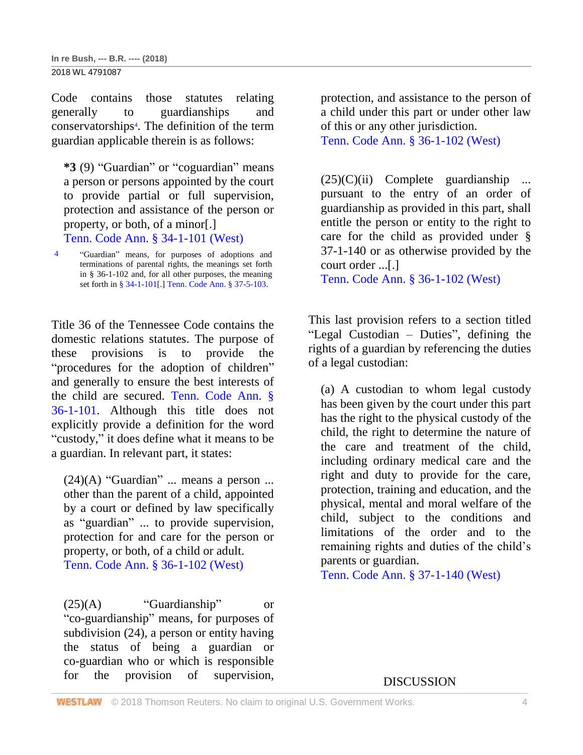Code contains those statutes relating generally to guardianships and conservatorships[4]. The definition of the term guardian applicable therein is as follows:

> **\*3** (9) "Guardian" or "coguardian" means a person or persons appointed by the court to provide partial or full supervision, protection and assistance of the person or property, or both, of a minor[.]
> Tenn. Code Ann. § 34-1-101 (West)

[4] "Guardian" means, for purposes of adoptions and terminations of parental rights, the meanings set forth in § 36-1-102 and, for all other purposes, the meaning set forth in § 34-1-101[.] Tenn. Code Ann. § 37-5-103.

Title 36 of the Tennessee Code contains the domestic relations statutes. The purpose of these provisions is to provide the "procedures for the adoption of children" and generally to ensure the best interests of the child are secured. Tenn. Code Ann. § 36-1-101. Although this title does not explicitly provide a definition for the word "custody," it does define what it means to be a guardian. In relevant part, it states:

> (24)(A) "Guardian" ... means a person ... other than the parent of a child, appointed by a court or defined by law specifically as "guardian" ... to provide supervision, protection for and care for the person or property, or both, of a child or adult.
> Tenn. Code Ann. § 36-1-102 (West)

> (25)(A) "Guardianship" or "co-guardianship" means, for purposes of subdivision (24), a person or entity having the status of being a guardian or co-guardian who or which is responsible for the provision of supervision, protection, and assistance to the person of a child under this part or under other law of this or any other jurisdiction.
> Tenn. Code Ann. § 36-1-102 (West)

> (25)(C)(ii) Complete guardianship ... pursuant to the entry of an order of guardianship as provided in this part, shall entitle the person or entity to the right to care for the child as provided under § 37-1-140 or as otherwise provided by the court order ...[.]
> Tenn. Code Ann. § 36-1-102 (West)

This last provision refers to a section titled "Legal Custodian – Duties", defining the rights of a guardian by referencing the duties of a legal custodian:

> (a) A custodian to whom legal custody has been given by the court under this part has the right to the physical custody of the child, the right to determine the nature of the care and treatment of the child, including ordinary medical care and the right and duty to provide for the care, protection, training and education, and the physical, mental and moral welfare of the child, subject to the conditions and limitations of the order and to the remaining rights and duties of the child's parents or guardian.
> Tenn. Code Ann. § 37-1-140 (West)

## DISCUSSION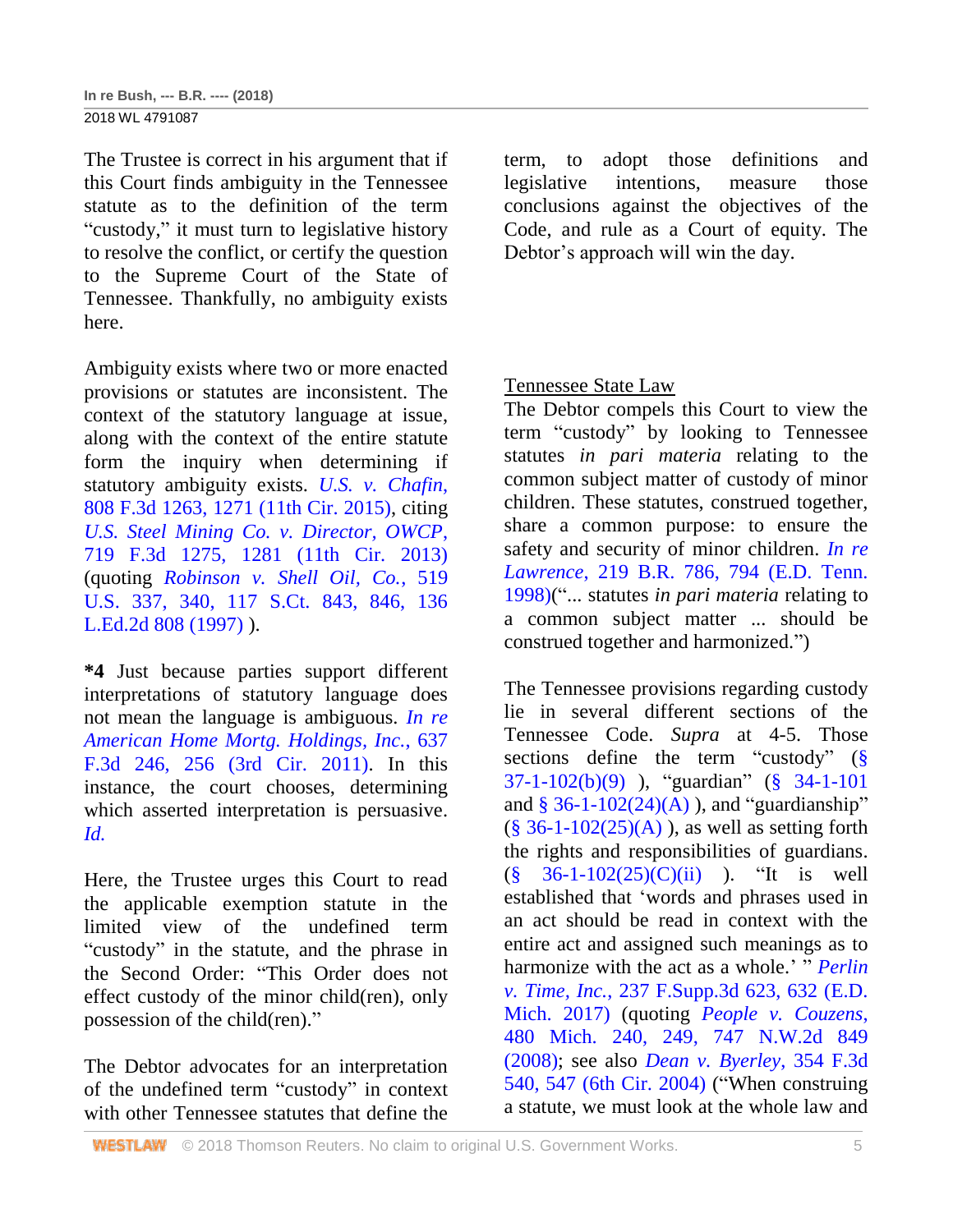The Trustee is correct in his argument that if this Court finds ambiguity in the Tennessee statute as to the definition of the term "custody," it must turn to legislative history to resolve the conflict, or certify the question to the Supreme Court of the State of Tennessee. Thankfully, no ambiguity exists here.

Ambiguity exists where two or more enacted provisions or statutes are inconsistent. The context of the statutory language at issue, along with the context of the entire statute form the inquiry when determining if statutory ambiguity exists. *U.S. v. Chafin*, 808 F.3d 1263, 1271 (11th Cir. 2015), citing *U.S. Steel Mining Co. v. Director, OWCP*, 719 F.3d 1275, 1281 (11th Cir. 2013) (quoting *Robinson v. Shell Oil, Co.*, 519 U.S. 337, 340, 117 S.Ct. 843, 846, 136 L.Ed.2d 808 (1997) ).

**\*4** Just because parties support different interpretations of statutory language does not mean the language is ambiguous. *In re American Home Mortg. Holdings, Inc.*, 637 F.3d 246, 256 (3rd Cir. 2011). In this instance, the court chooses, determining which asserted interpretation is persuasive. *Id.*

Here, the Trustee urges this Court to read the applicable exemption statute in the limited view of the undefined term "custody" in the statute, and the phrase in the Second Order: "This Order does not effect custody of the minor child(ren), only possession of the child(ren)."

The Debtor advocates for an interpretation of the undefined term "custody" in context with other Tennessee statutes that define the term, to adopt those definitions and legislative intentions, measure those conclusions against the objectives of the Code, and rule as a Court of equity. The Debtor's approach will win the day.

Tennessee State Law

The Debtor compels this Court to view the term "custody" by looking to Tennessee statutes *in pari materia* relating to the common subject matter of custody of minor children. These statutes, construed together, share a common purpose: to ensure the safety and security of minor children. *In re Lawrence*, 219 B.R. 786, 794 (E.D. Tenn. 1998)("... statutes *in pari materia* relating to a common subject matter ... should be construed together and harmonized.")

The Tennessee provisions regarding custody lie in several different sections of the Tennessee Code. *Supra* at 4-5. Those sections define the term "custody" (§ 37-1-102(b)(9) ), "guardian" (§ 34-1-101 and § 36-1-102(24)(A) ), and "guardianship" (§ 36-1-102(25)(A) ), as well as setting forth the rights and responsibilities of guardians. (§ 36-1-102(25)(C)(ii) ). "It is well established that 'words and phrases used in an act should be read in context with the entire act and assigned such meanings as to harmonize with the act as a whole.' " *Perlin v. Time, Inc.*, 237 F.Supp.3d 623, 632 (E.D. Mich. 2017) (quoting *People v. Couzens*, 480 Mich. 240, 249, 747 N.W.2d 849 (2008); see also *Dean v. Byerley*, 354 F.3d 540, 547 (6th Cir. 2004) ("When construing a statute, we must look at the whole law and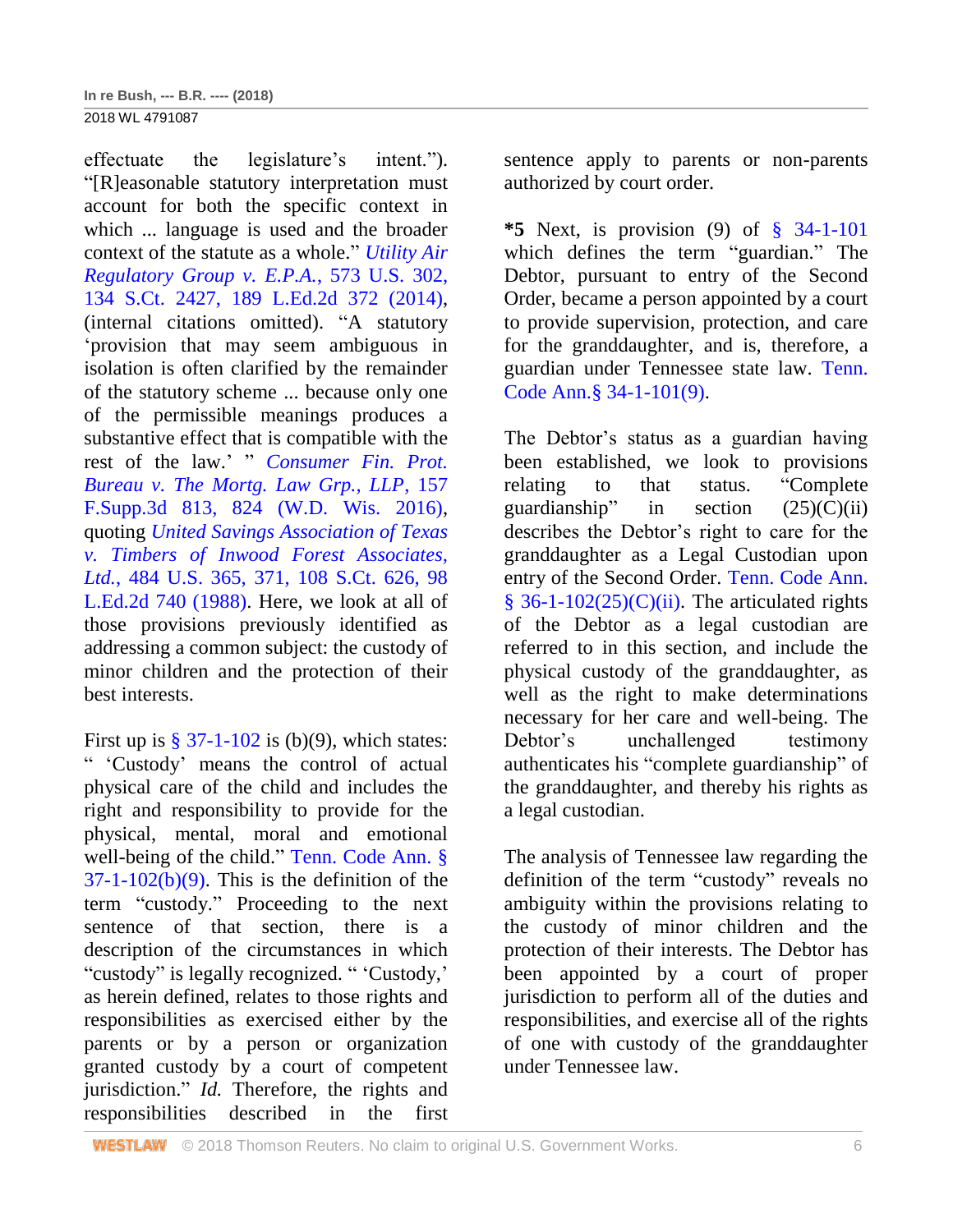effectuate the legislature's intent."). "[R]easonable statutory interpretation must account for both the specific context in which ... language is used and the broader context of the statute as a whole." *Utility Air Regulatory Group v. E.P.A.*, 573 U.S. 302, 134 S.Ct. 2427, 189 L.Ed.2d 372 (2014), (internal citations omitted). "A statutory 'provision that may seem ambiguous in isolation is often clarified by the remainder of the statutory scheme ... because only one of the permissible meanings produces a substantive effect that is compatible with the rest of the law.' " *Consumer Fin. Prot. Bureau v. The Mortg. Law Grp., LLP*, 157 F.Supp.3d 813, 824 (W.D. Wis. 2016), quoting *United Savings Association of Texas v. Timbers of Inwood Forest Associates, Ltd.*, 484 U.S. 365, 371, 108 S.Ct. 626, 98 L.Ed.2d 740 (1988). Here, we look at all of those provisions previously identified as addressing a common subject: the custody of minor children and the protection of their best interests.

First up is § 37-1-102 is (b)(9), which states: " 'Custody' means the control of actual physical care of the child and includes the right and responsibility to provide for the physical, mental, moral and emotional well-being of the child." Tenn. Code Ann. § 37-1-102(b)(9). This is the definition of the term "custody." Proceeding to the next sentence of that section, there is a description of the circumstances in which "custody" is legally recognized. " 'Custody,' as herein defined, relates to those rights and responsibilities as exercised either by the parents or by a person or organization granted custody by a court of competent jurisdiction." *Id.* Therefore, the rights and responsibilities described in the first sentence apply to parents or non-parents authorized by court order.

**\*5** Next, is provision (9) of § 34-1-101 which defines the term "guardian." The Debtor, pursuant to entry of the Second Order, became a person appointed by a court to provide supervision, protection, and care for the granddaughter, and is, therefore, a guardian under Tennessee state law. Tenn. Code Ann.§ 34-1-101(9).

The Debtor's status as a guardian having been established, we look to provisions relating to that status. "Complete guardianship" in section (25)(C)(ii) describes the Debtor's right to care for the granddaughter as a Legal Custodian upon entry of the Second Order. Tenn. Code Ann. § 36-1-102(25)(C)(ii). The articulated rights of the Debtor as a legal custodian are referred to in this section, and include the physical custody of the granddaughter, as well as the right to make determinations necessary for her care and well-being. The Debtor's unchallenged testimony authenticates his "complete guardianship" of the granddaughter, and thereby his rights as a legal custodian.

The analysis of Tennessee law regarding the definition of the term "custody" reveals no ambiguity within the provisions relating to the custody of minor children and the protection of their interests. The Debtor has been appointed by a court of proper jurisdiction to perform all of the duties and responsibilities, and exercise all of the rights of one with custody of the granddaughter under Tennessee law.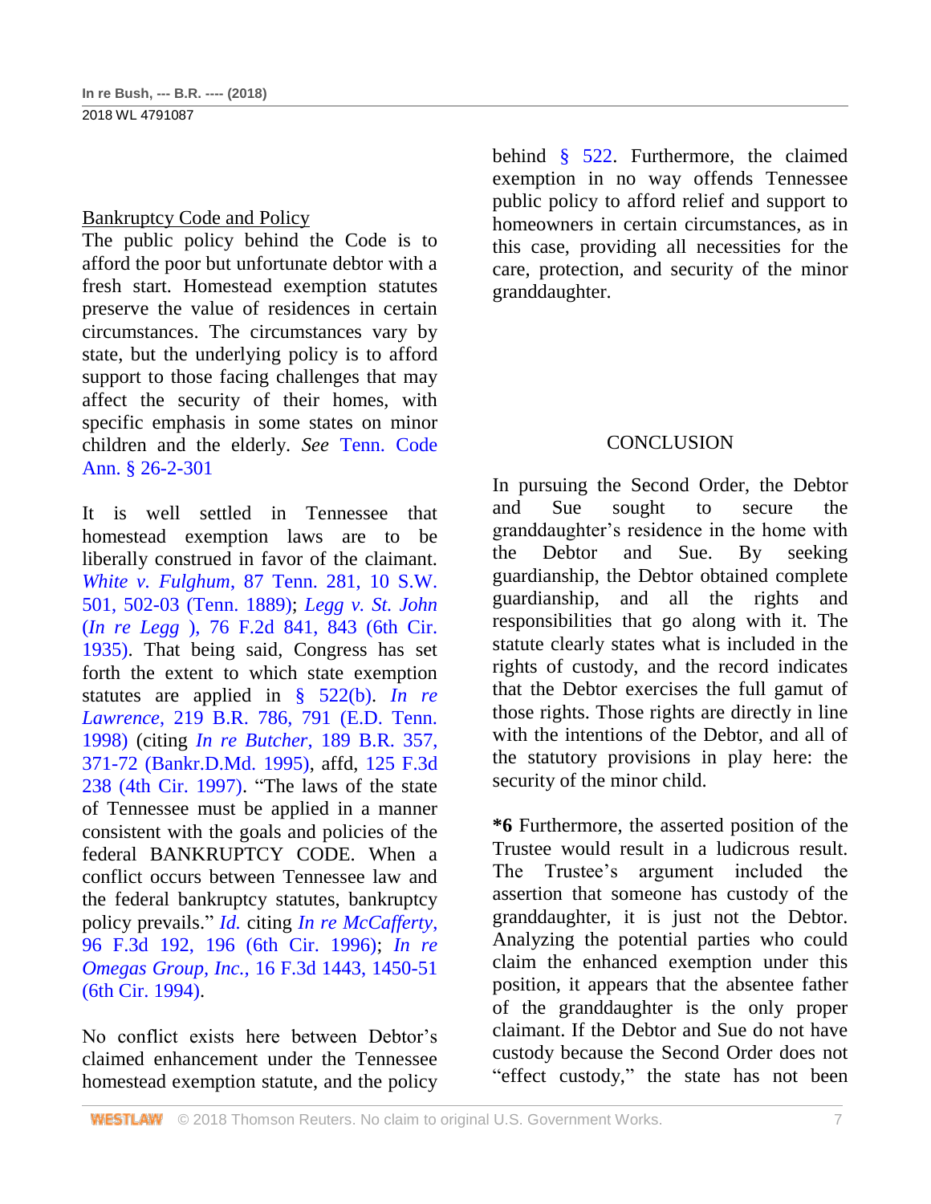Bankruptcy Code and Policy

The public policy behind the Code is to afford the poor but unfortunate debtor with a fresh start. Homestead exemption statutes preserve the value of residences in certain circumstances. The circumstances vary by state, but the underlying policy is to afford support to those facing challenges that may affect the security of their homes, with specific emphasis in some states on minor children and the elderly. *See* Tenn. Code Ann. § 26-2-301

It is well settled in Tennessee that homestead exemption laws are to be liberally construed in favor of the claimant. *White v. Fulghum*, 87 Tenn. 281, 10 S.W. 501, 502-03 (Tenn. 1889); *Legg v. St. John* (*In re Legg* ), 76 F.2d 841, 843 (6th Cir. 1935). That being said, Congress has set forth the extent to which state exemption statutes are applied in § 522(b). *In re Lawrence*, 219 B.R. 786, 791 (E.D. Tenn. 1998) (citing *In re Butcher*, 189 B.R. 357, 371-72 (Bankr.D.Md. 1995), affd, 125 F.3d 238 (4th Cir. 1997). "The laws of the state of Tennessee must be applied in a manner consistent with the goals and policies of the federal BANKRUPTCY CODE. When a conflict occurs between Tennessee law and the federal bankruptcy statutes, bankruptcy policy prevails." *Id.* citing *In re McCafferty*, 96 F.3d 192, 196 (6th Cir. 1996); *In re Omegas Group, Inc.*, 16 F.3d 1443, 1450-51 (6th Cir. 1994).

No conflict exists here between Debtor's claimed enhancement under the Tennessee homestead exemption statute, and the policy behind § 522. Furthermore, the claimed exemption in no way offends Tennessee public policy to afford relief and support to homeowners in certain circumstances, as in this case, providing all necessities for the care, protection, and security of the minor granddaughter.

## CONCLUSION

In pursuing the Second Order, the Debtor and Sue sought to secure the granddaughter's residence in the home with the Debtor and Sue. By seeking guardianship, the Debtor obtained complete guardianship, and all the rights and responsibilities that go along with it. The statute clearly states what is included in the rights of custody, and the record indicates that the Debtor exercises the full gamut of those rights. Those rights are directly in line with the intentions of the Debtor, and all of the statutory provisions in play here: the security of the minor child.

**\*6** Furthermore, the asserted position of the Trustee would result in a ludicrous result. The Trustee's argument included the assertion that someone has custody of the granddaughter, it is just not the Debtor. Analyzing the potential parties who could claim the enhanced exemption under this position, it appears that the absentee father of the granddaughter is the only proper claimant. If the Debtor and Sue do not have custody because the Second Order does not "effect custody," the state has not been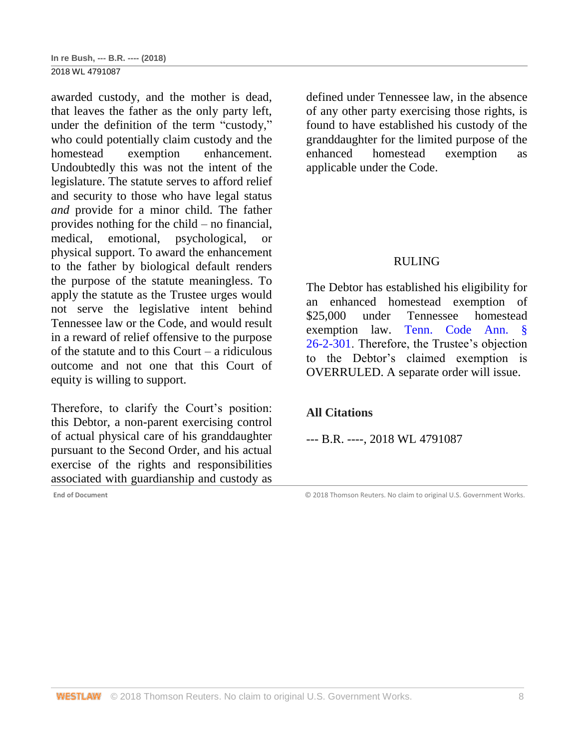awarded custody, and the mother is dead, that leaves the father as the only party left, under the definition of the term "custody," who could potentially claim custody and the homestead exemption enhancement. Undoubtedly this was not the intent of the legislature. The statute serves to afford relief and security to those who have legal status *and* provide for a minor child. The father provides nothing for the child – no financial, medical, emotional, psychological, or physical support. To award the enhancement to the father by biological default renders the purpose of the statute meaningless. To apply the statute as the Trustee urges would not serve the legislative intent behind Tennessee law or the Code, and would result in a reward of relief offensive to the purpose of the statute and to this Court – a ridiculous outcome and not one that this Court of equity is willing to support.

Therefore, to clarify the Court's position: this Debtor, a non-parent exercising control of actual physical care of his granddaughter pursuant to the Second Order, and his actual exercise of the rights and responsibilities associated with guardianship and custody as defined under Tennessee law, in the absence of any other party exercising those rights, is found to have established his custody of the granddaughter for the limited purpose of the enhanced homestead exemption as applicable under the Code.

## RULING

The Debtor has established his eligibility for an enhanced homestead exemption of $25,000 under Tennessee homestead exemption law. Tenn. Code Ann. § 26-2-301. Therefore, the Trustee's objection to the Debtor's claimed exemption is OVERRULED. A separate order will issue.

## All Citations

--- B.R. ----, 2018 WL 4791087

End of Document

© 2018 Thomson Reuters. No claim to original U.S. Government Works.